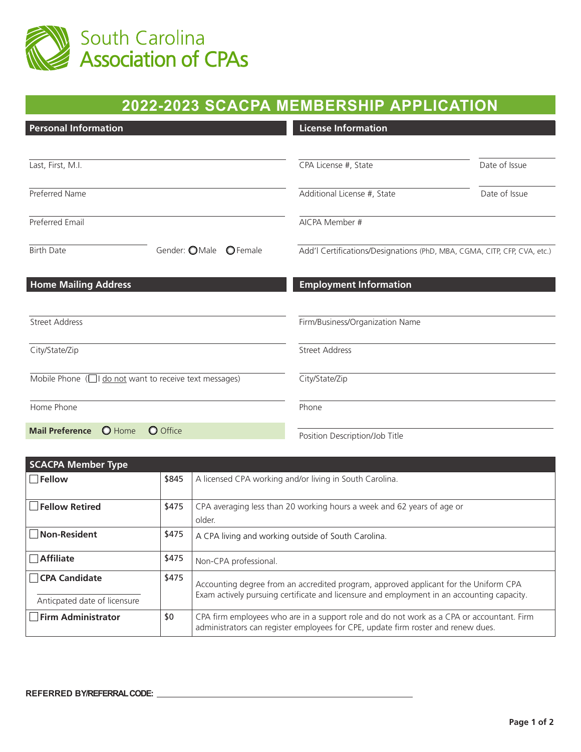South Carolina
Association of CPAs

# 2022-2023 SCACPA MEMBERSHIP APPLICATION

## Personal Information

Last, First, M.I.

Preferred Name

Preferred Email

Birth Date  Gender: ○ Male ○ Female

## License Information

CPA License #, State  Date of Issue

Additional License #, State  Date of Issue

AICPA Member #

Add'l Certifications/Designations (PhD, MBA, CGMA, CITP, CFP, CVA, etc.)

## Home Mailing Address

Street Address

City/State/Zip

Mobile Phone (☐ I do not want to receive text messages)

Home Phone

**Mail Preference** ○ Home ○ Office

## Employment Information

Firm/Business/Organization Name

Street Address

City/State/Zip

Phone

Position Description/Job Title

## SCACPA Member Type

| Member Type | Dues | Description |
|---|---|---|
| ☐ **Fellow** | $845 | A licensed CPA working and/or living in South Carolina. |
| ☐ **Fellow Retired** | $475 | CPA averaging less than 20 working hours a week and 62 years of age or older. |
| ☐ **Non-Resident** | $475 | A CPA living and working outside of South Carolina. |
| ☐ **Affiliate** | $475 | Non-CPA professional. |
| ☐ **CPA Candidate**<br>Anticpated date of licensure | $475 | Accounting degree from an accredited program, approved applicant for the Uniform CPA Exam actively pursuing certificate and licensure and employment in an accounting capacity. |
| ☐ **Firm Administrator** | $0 | CPA firm employees who are in a support role and do not work as a CPA or accountant. Firm administrators can register employees for CPE, update firm roster and renew dues. |

**REFERRED BY/REFERRAL CODE:** ______________________________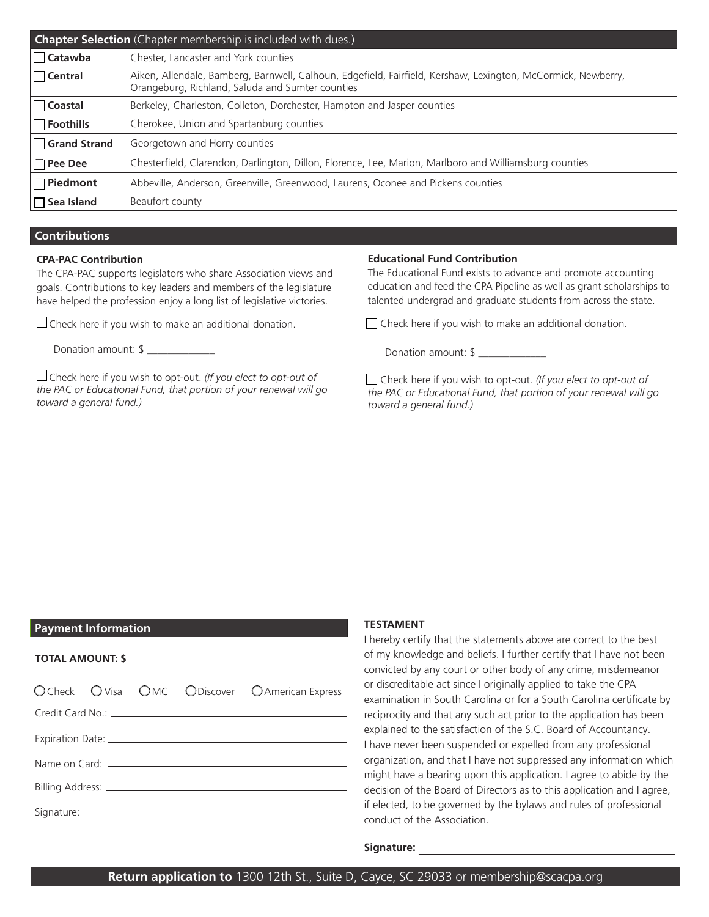## Chapter Selection (Chapter membership is included with dues.)

| | |
|---|---|
| ☐ **Catawba** | Chester, Lancaster and York counties |
| ☐ **Central** | Aiken, Allendale, Bamberg, Barnwell, Calhoun, Edgefield, Fairfield, Kershaw, Lexington, McCormick, Newberry, Orangeburg, Richland, Saluda and Sumter counties |
| ☐ **Coastal** | Berkeley, Charleston, Colleton, Dorchester, Hampton and Jasper counties |
| ☐ **Foothills** | Cherokee, Union and Spartanburg counties |
| ☐ **Grand Strand** | Georgetown and Horry counties |
| ☐ **Pee Dee** | Chesterfield, Clarendon, Darlington, Dillon, Florence, Lee, Marion, Marlboro and Williamsburg counties |
| ☐ **Piedmont** | Abbeville, Anderson, Greenville, Greenwood, Laurens, Oconee and Pickens counties |
| ☐ **Sea Island** | Beaufort county |

## Contributions

**CPA-PAC Contribution**

The CPA-PAC supports legislators who share Association views and goals. Contributions to key leaders and members of the legislature have helped the profession enjoy a long list of legislative victories.

☐ Check here if you wish to make an additional donation.

Donation amount: $ _____________

☐ Check here if you wish to opt-out. *(If you elect to opt-out of the PAC or Educational Fund, that portion of your renewal will go toward a general fund.)*

**Educational Fund Contribution**

The Educational Fund exists to advance and promote accounting education and feed the CPA Pipeline as well as grant scholarships to talented undergrad and graduate students from across the state.

☐ Check here if you wish to make an additional donation.

Donation amount: $ _____________

☐ Check here if you wish to opt-out. *(If you elect to opt-out of the PAC or Educational Fund, that portion of your renewal will go toward a general fund.)*

## Payment Information

**TOTAL AMOUNT: $** _______________________________

○ Check ○ Visa ○ MC ○ Discover ○ American Express

Credit Card No.: _______________________________

Expiration Date: _______________________________

Name on Card: _______________________________

Billing Address: _______________________________

Signature: _______________________________

**TESTAMENT**

I hereby certify that the statements above are correct to the best of my knowledge and beliefs. I further certify that I have not been convicted by any court or other body of any crime, misdemeanor or discreditable act since I originally applied to take the CPA examination in South Carolina or for a South Carolina certificate by reciprocity and that any such act prior to the application has been explained to the satisfaction of the S.C. Board of Accountancy. I have never been suspended or expelled from any professional organization, and that I have not suppressed any information which might have a bearing upon this application. I agree to abide by the decision of the Board of Directors as to this application and I agree, if elected, to be governed by the bylaws and rules of professional conduct of the Association.

**Signature:** _______________________________

**Return application to** 1300 12th St., Suite D, Cayce, SC 29033 or membership@scacpa.org